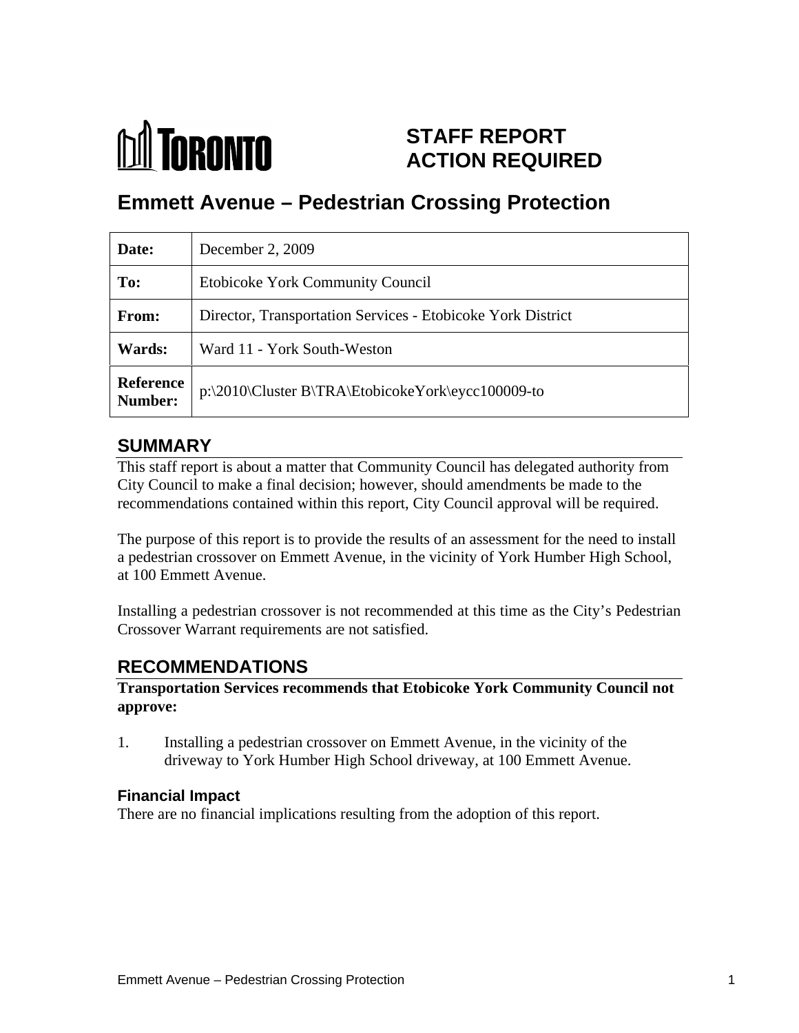# TORONTO

## STAFF REPORT ACTION REQUIRED

# Emmett Avenue – Pedestrian Crossing Protection

| | |
|---|---|
| **Date:** | December 2, 2009 |
| **To:** | Etobicoke York Community Council |
| **From:** | Director, Transportation Services - Etobicoke York District |
| **Wards:** | Ward 11 - York South-Weston |
| **Reference Number:** | p:\2010\Cluster B\TRA\EtobicokeYork\eycc100009-to |

## SUMMARY

This staff report is about a matter that Community Council has delegated authority from City Council to make a final decision; however, should amendments be made to the recommendations contained within this report, City Council approval will be required.

The purpose of this report is to provide the results of an assessment for the need to install a pedestrian crossover on Emmett Avenue, in the vicinity of York Humber High School, at 100 Emmett Avenue.

Installing a pedestrian crossover is not recommended at this time as the City's Pedestrian Crossover Warrant requirements are not satisfied.

## RECOMMENDATIONS

**Transportation Services recommends that Etobicoke York Community Council not approve:**

1. Installing a pedestrian crossover on Emmett Avenue, in the vicinity of the driveway to York Humber High School driveway, at 100 Emmett Avenue.

### Financial Impact

There are no financial implications resulting from the adoption of this report.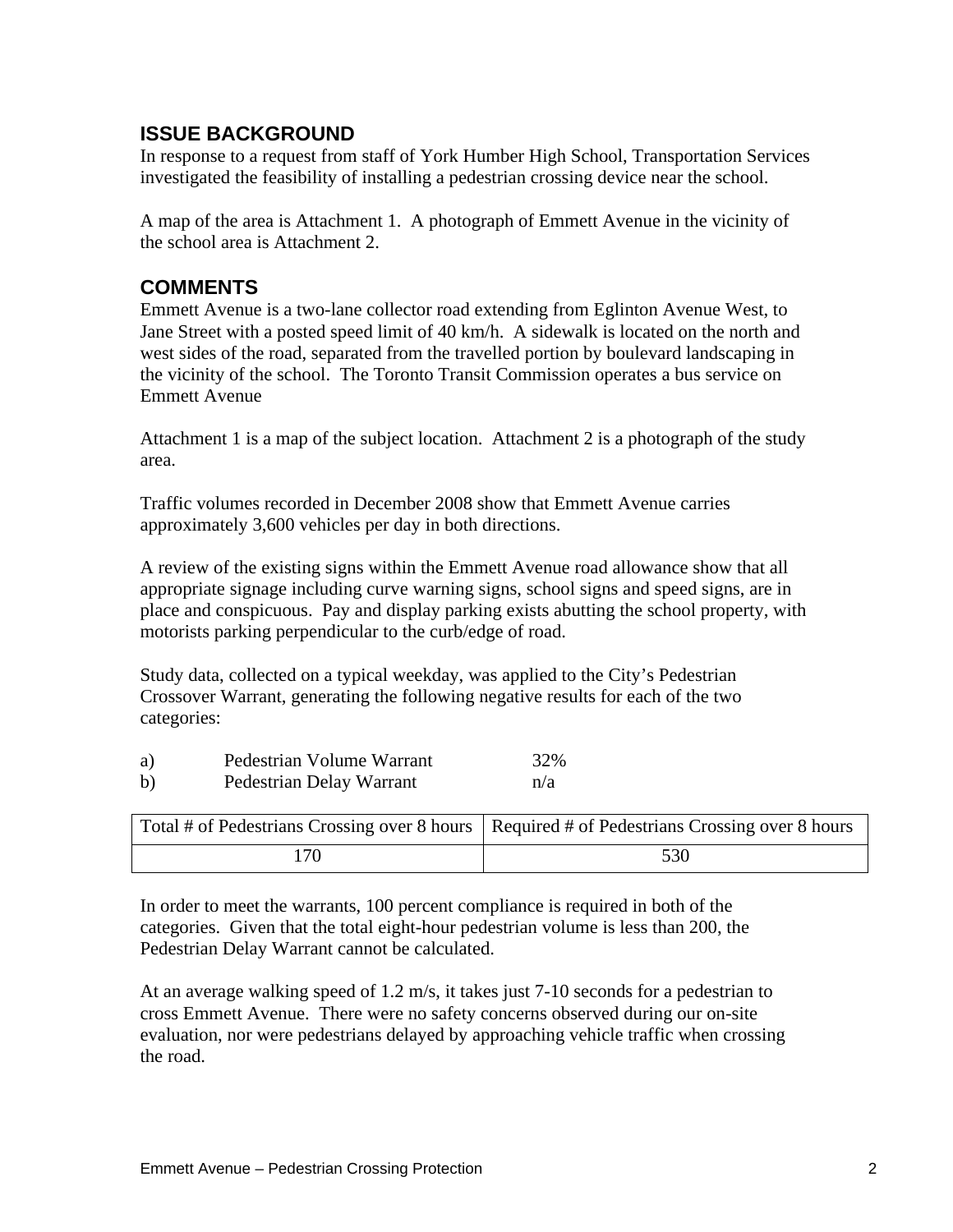## ISSUE BACKGROUND

In response to a request from staff of York Humber High School, Transportation Services investigated the feasibility of installing a pedestrian crossing device near the school.

A map of the area is Attachment 1. A photograph of Emmett Avenue in the vicinity of the school area is Attachment 2.

## COMMENTS

Emmett Avenue is a two-lane collector road extending from Eglinton Avenue West, to Jane Street with a posted speed limit of 40 km/h. A sidewalk is located on the north and west sides of the road, separated from the travelled portion by boulevard landscaping in the vicinity of the school. The Toronto Transit Commission operates a bus service on Emmett Avenue

Attachment 1 is a map of the subject location. Attachment 2 is a photograph of the study area.

Traffic volumes recorded in December 2008 show that Emmett Avenue carries approximately 3,600 vehicles per day in both directions.

A review of the existing signs within the Emmett Avenue road allowance show that all appropriate signage including curve warning signs, school signs and speed signs, are in place and conspicuous. Pay and display parking exists abutting the school property, with motorists parking perpendicular to the curb/edge of road.

Study data, collected on a typical weekday, was applied to the City's Pedestrian Crossover Warrant, generating the following negative results for each of the two categories:

a) Pedestrian Volume Warrant 32%
b) Pedestrian Delay Warrant n/a

| Total # of Pedestrians Crossing over 8 hours | Required # of Pedestrians Crossing over 8 hours |
|---|---|
| 170 | 530 |

In order to meet the warrants, 100 percent compliance is required in both of the categories. Given that the total eight-hour pedestrian volume is less than 200, the Pedestrian Delay Warrant cannot be calculated.

At an average walking speed of 1.2 m/s, it takes just 7-10 seconds for a pedestrian to cross Emmett Avenue. There were no safety concerns observed during our on-site evaluation, nor were pedestrians delayed by approaching vehicle traffic when crossing the road.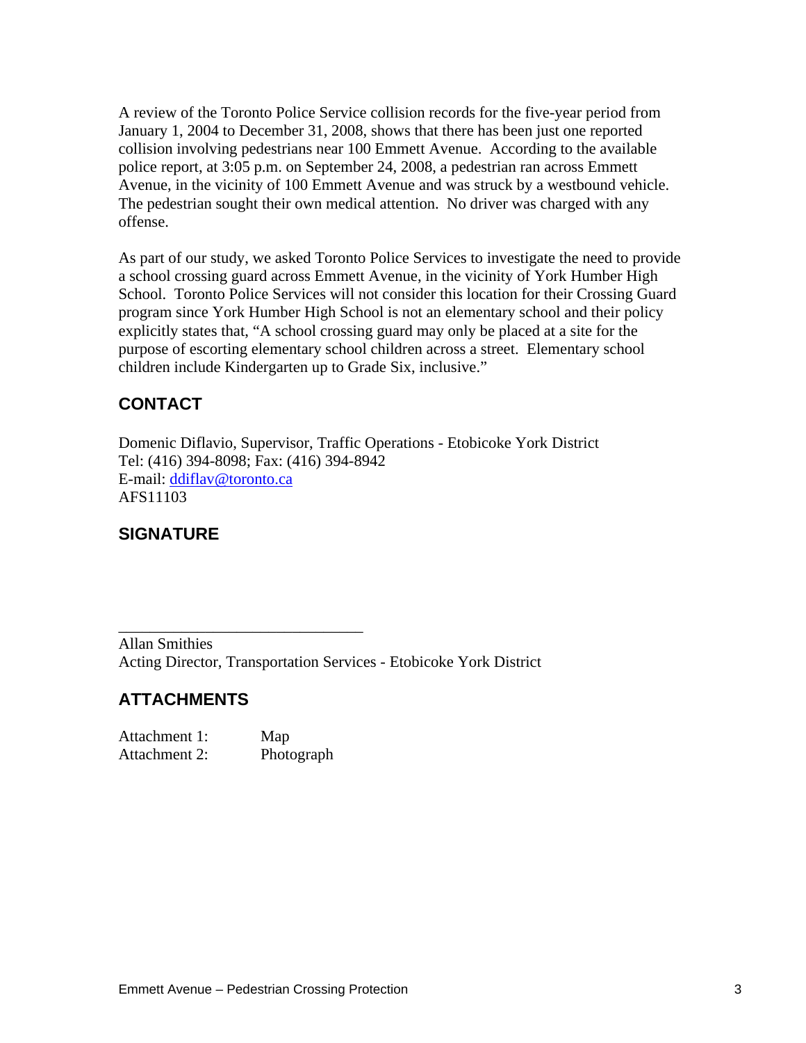A review of the Toronto Police Service collision records for the five-year period from January 1, 2004 to December 31, 2008, shows that there has been just one reported collision involving pedestrians near 100 Emmett Avenue. According to the available police report, at 3:05 p.m. on September 24, 2008, a pedestrian ran across Emmett Avenue, in the vicinity of 100 Emmett Avenue and was struck by a westbound vehicle. The pedestrian sought their own medical attention. No driver was charged with any offense.

As part of our study, we asked Toronto Police Services to investigate the need to provide a school crossing guard across Emmett Avenue, in the vicinity of York Humber High School. Toronto Police Services will not consider this location for their Crossing Guard program since York Humber High School is not an elementary school and their policy explicitly states that, "A school crossing guard may only be placed at a site for the purpose of escorting elementary school children across a street. Elementary school children include Kindergarten up to Grade Six, inclusive."

## CONTACT

Domenic Diflavio, Supervisor, Traffic Operations - Etobicoke York District
Tel: (416) 394-8098; Fax: (416) 394-8942
E-mail: ddiflav@toronto.ca
AFS11103

## SIGNATURE

_______________________________

Allan Smithies
Acting Director, Transportation Services - Etobicoke York District

## ATTACHMENTS

| | |
|---|---|
| Attachment 1: | Map |
| Attachment 2: | Photograph |